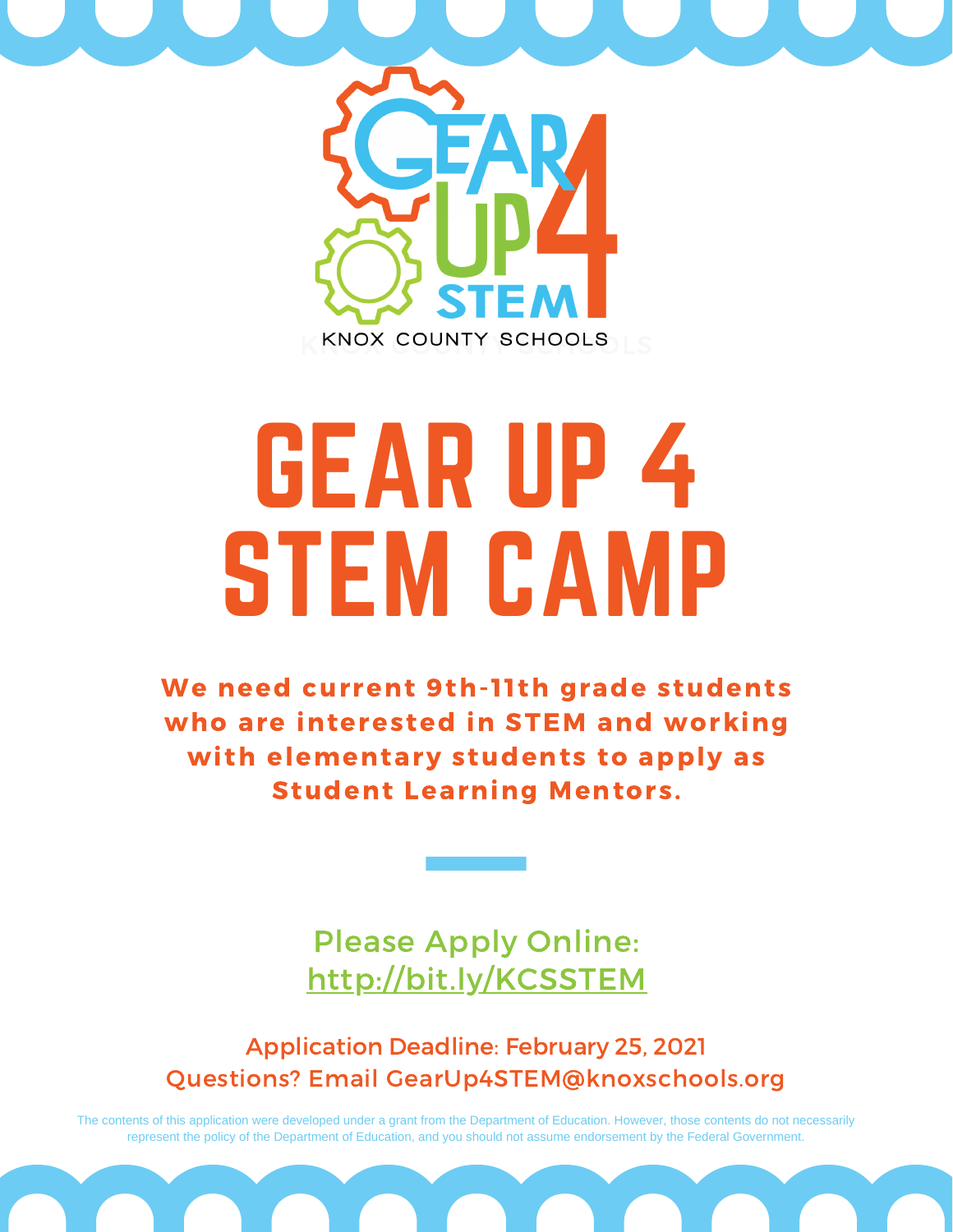GEAR UP 4 STEM

KNOX COUNTY SCHOOLS

# GEAR UP 4 STEM CAMP

**We need current 9th-11th grade students who are interested in STEM and working with elementary students to apply as Student Learning Mentors.**

---

Please Apply Online:
http://bit.ly/KCSSTEM

Application Deadline: February 25, 2021
Questions? Email GearUp4STEM@knoxschools.org

The contents of this application were developed under a grant from the Department of Education. However, those contents do not necessarily represent the policy of the Department of Education, and you should not assume endorsement by the Federal Government.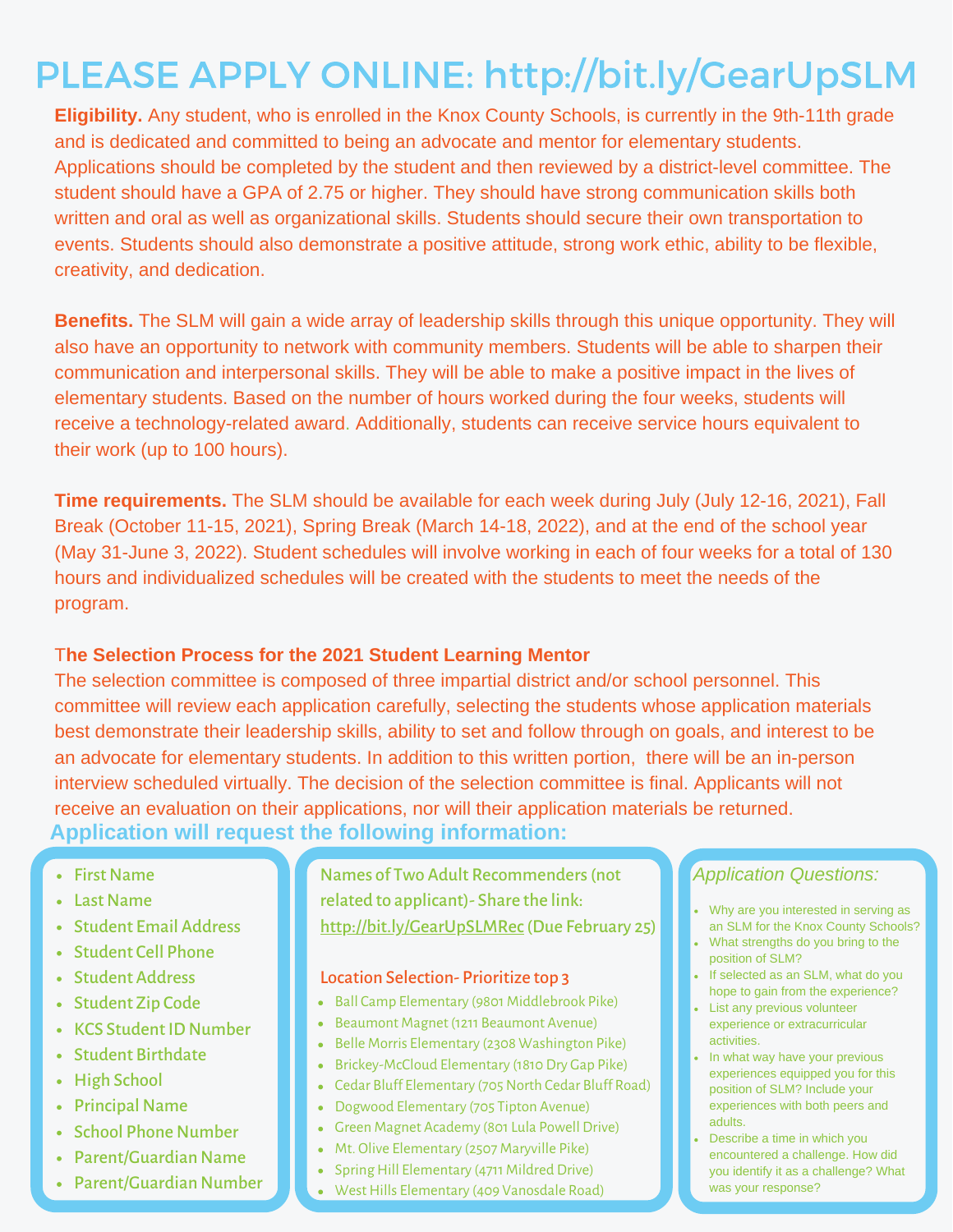# PLEASE APPLY ONLINE: http://bit.ly/GearUpSLM

**Eligibility.** Any student, who is enrolled in the Knox County Schools, is currently in the 9th-11th grade and is dedicated and committed to being an advocate and mentor for elementary students. Applications should be completed by the student and then reviewed by a district-level committee. The student should have a GPA of 2.75 or higher. They should have strong communication skills both written and oral as well as organizational skills. Students should secure their own transportation to events. Students should also demonstrate a positive attitude, strong work ethic, ability to be flexible, creativity, and dedication.

**Benefits.** The SLM will gain a wide array of leadership skills through this unique opportunity. They will also have an opportunity to network with community members. Students will be able to sharpen their communication and interpersonal skills. They will be able to make a positive impact in the lives of elementary students. Based on the number of hours worked during the four weeks, students will receive a technology-related award. Additionally, students can receive service hours equivalent to their work (up to 100 hours).

**Time requirements.** The SLM should be available for each week during July (July 12-16, 2021), Fall Break (October 11-15, 2021), Spring Break (March 14-18, 2022), and at the end of the school year (May 31-June 3, 2022). Student schedules will involve working in each of four weeks for a total of 130 hours and individualized schedules will be created with the students to meet the needs of the program.

**The Selection Process for the 2021 Student Learning Mentor**

The selection committee is composed of three impartial district and/or school personnel. This committee will review each application carefully, selecting the students whose application materials best demonstrate their leadership skills, ability to set and follow through on goals, and interest to be an advocate for elementary students. In addition to this written portion, there will be an in-person interview scheduled virtually. The decision of the selection committee is final. Applicants will not receive an evaluation on their applications, nor will their application materials be returned.

## Application will request the following information:

- First Name
- Last Name
- Student Email Address
- Student Cell Phone
- Student Address
- Student Zip Code
- KCS Student ID Number
- Student Birthdate
- High School
- Principal Name
- School Phone Number
- Parent/Guardian Name
- Parent/Guardian Number

Names of Two Adult Recommenders (not related to applicant)- Share the link: http://bit.ly/GearUpSLMRec (Due February 25)

**Location Selection- Prioritize top 3**

- Ball Camp Elementary (9801 Middlebrook Pike)
- Beaumont Magnet (1211 Beaumont Avenue)
- Belle Morris Elementary (2308 Washington Pike)
- Brickey-McCloud Elementary (1810 Dry Gap Pike)
- Cedar Bluff Elementary (705 North Cedar Bluff Road)
- Dogwood Elementary (705 Tipton Avenue)
- Green Magnet Academy (801 Lula Powell Drive)
- Mt. Olive Elementary (2507 Maryville Pike)
- Spring Hill Elementary (4711 Mildred Drive)
- West Hills Elementary (409 Vanosdale Road)

*Application Questions:*

- Why are you interested in serving as an SLM for the Knox County Schools?
- What strengths do you bring to the position of SLM?
- If selected as an SLM, what do you hope to gain from the experience?
- List any previous volunteer experience or extracurricular activities.
- In what way have your previous experiences equipped you for this position of SLM? Include your experiences with both peers and adults.
- Describe a time in which you encountered a challenge. How did you identify it as a challenge? What was your response?